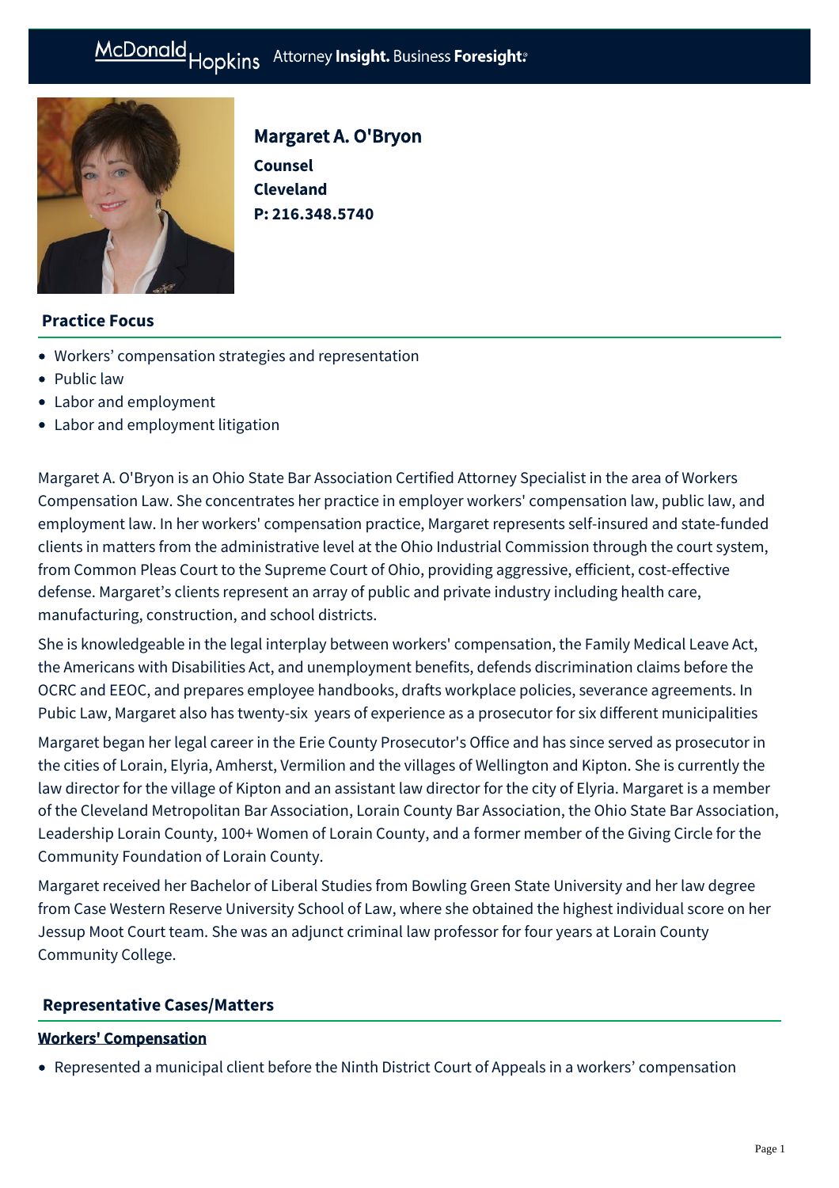# Margaret A. O'Bryon

**Counsel**
**Cleveland**
**P: 216.348.5740**

## Practice Focus

- Workers’ compensation strategies and representation
- Public law
- Labor and employment
- Labor and employment litigation

Margaret A. O'Bryon is an Ohio State Bar Association Certified Attorney Specialist in the area of Workers Compensation Law. She concentrates her practice in employer workers' compensation law, public law, and employment law. In her workers' compensation practice, Margaret represents self-insured and state-funded clients in matters from the administrative level at the Ohio Industrial Commission through the court system, from Common Pleas Court to the Supreme Court of Ohio, providing aggressive, efficient, cost-effective defense. Margaret’s clients represent an array of public and private industry including health care, manufacturing, construction, and school districts.

She is knowledgeable in the legal interplay between workers' compensation, the Family Medical Leave Act, the Americans with Disabilities Act, and unemployment benefits, defends discrimination claims before the OCRC and EEOC, and prepares employee handbooks, drafts workplace policies, severance agreements. In Pubic Law, Margaret also has twenty-six years of experience as a prosecutor for six different municipalities

Margaret began her legal career in the Erie County Prosecutor's Office and has since served as prosecutor in the cities of Lorain, Elyria, Amherst, Vermilion and the villages of Wellington and Kipton. She is currently the law director for the village of Kipton and an assistant law director for the city of Elyria. Margaret is a member of the Cleveland Metropolitan Bar Association, Lorain County Bar Association, the Ohio State Bar Association, Leadership Lorain County, 100+ Women of Lorain County, and a former member of the Giving Circle for the Community Foundation of Lorain County.

Margaret received her Bachelor of Liberal Studies from Bowling Green State University and her law degree from Case Western Reserve University School of Law, where she obtained the highest individual score on her Jessup Moot Court team. She was an adjunct criminal law professor for four years at Lorain County Community College.

## Representative Cases/Matters

### Workers' Compensation

- Represented a municipal client before the Ninth District Court of Appeals in a workers’ compensation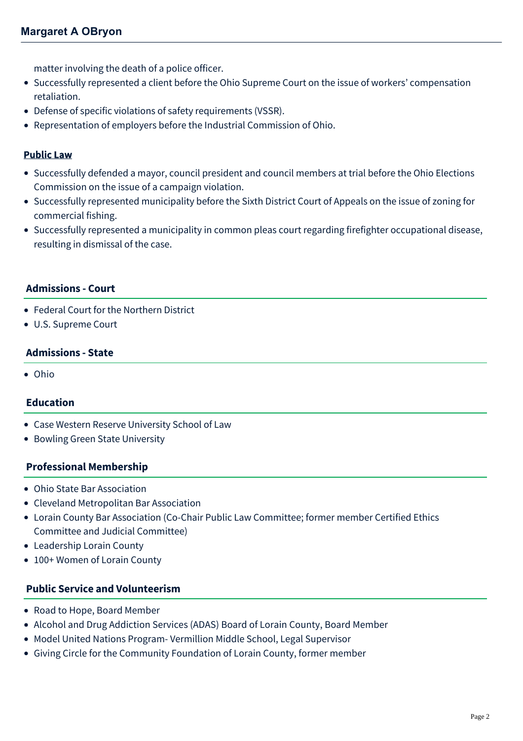matter involving the death of a police officer.
- Successfully represented a client before the Ohio Supreme Court on the issue of workers' compensation retaliation.
- Defense of specific violations of safety requirements (VSSR).
- Representation of employers before the Industrial Commission of Ohio.

### Public Law

- Successfully defended a mayor, council president and council members at trial before the Ohio Elections Commission on the issue of a campaign violation.
- Successfully represented municipality before the Sixth District Court of Appeals on the issue of zoning for commercial fishing.
- Successfully represented a municipality in common pleas court regarding firefighter occupational disease, resulting in dismissal of the case.

## Admissions - Court

- Federal Court for the Northern District
- U.S. Supreme Court

## Admissions - State

- Ohio

## Education

- Case Western Reserve University School of Law
- Bowling Green State University

## Professional Membership

- Ohio State Bar Association
- Cleveland Metropolitan Bar Association
- Lorain County Bar Association (Co-Chair Public Law Committee; former member Certified Ethics Committee and Judicial Committee)
- Leadership Lorain County
- 100+ Women of Lorain County

## Public Service and Volunteerism

- Road to Hope, Board Member
- Alcohol and Drug Addiction Services (ADAS) Board of Lorain County, Board Member
- Model United Nations Program- Vermillion Middle School, Legal Supervisor
- Giving Circle for the Community Foundation of Lorain County, former member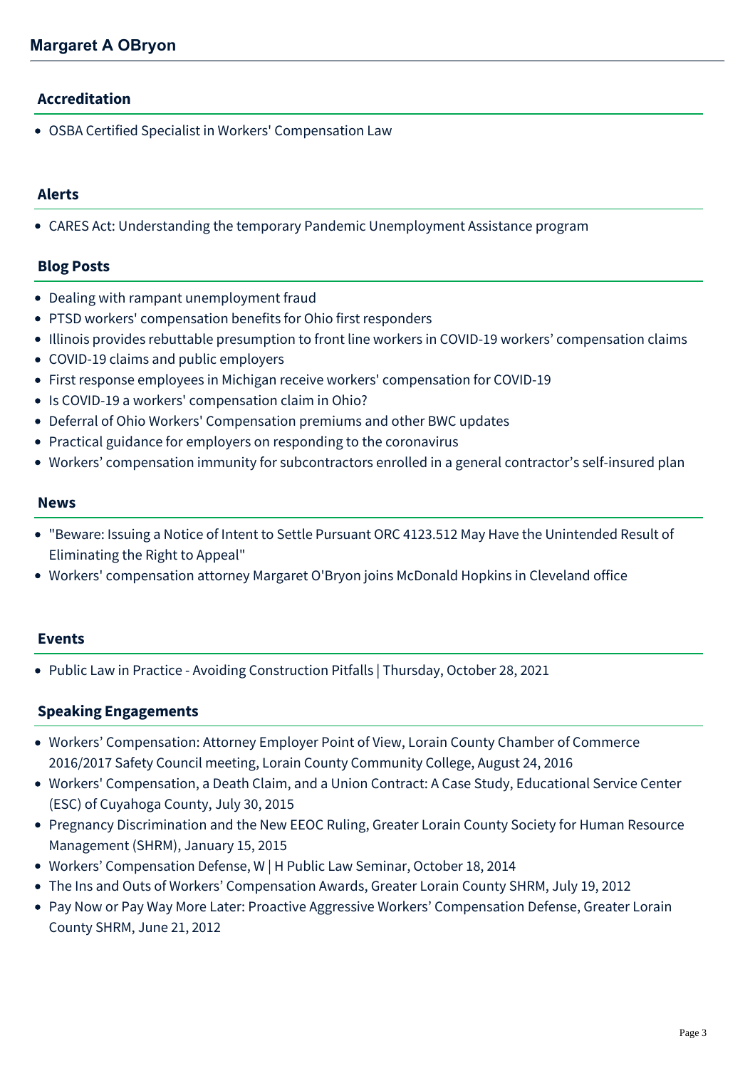## Margaret A OBryon

### Accreditation

- OSBA Certified Specialist in Workers' Compensation Law

### Alerts

- CARES Act: Understanding the temporary Pandemic Unemployment Assistance program

### Blog Posts

- Dealing with rampant unemployment fraud
- PTSD workers' compensation benefits for Ohio first responders
- Illinois provides rebuttable presumption to front line workers in COVID-19 workers' compensation claims
- COVID-19 claims and public employers
- First response employees in Michigan receive workers' compensation for COVID-19
- Is COVID-19 a workers' compensation claim in Ohio?
- Deferral of Ohio Workers' Compensation premiums and other BWC updates
- Practical guidance for employers on responding to the coronavirus
- Workers' compensation immunity for subcontractors enrolled in a general contractor's self-insured plan

### News

- "Beware: Issuing a Notice of Intent to Settle Pursuant ORC 4123.512 May Have the Unintended Result of Eliminating the Right to Appeal"
- Workers' compensation attorney Margaret O'Bryon joins McDonald Hopkins in Cleveland office

### Events

- Public Law in Practice - Avoiding Construction Pitfalls | Thursday, October 28, 2021

### Speaking Engagements

- Workers' Compensation: Attorney Employer Point of View, Lorain County Chamber of Commerce 2016/2017 Safety Council meeting, Lorain County Community College, August 24, 2016
- Workers' Compensation, a Death Claim, and a Union Contract: A Case Study, Educational Service Center (ESC) of Cuyahoga County, July 30, 2015
- Pregnancy Discrimination and the New EEOC Ruling, Greater Lorain County Society for Human Resource Management (SHRM), January 15, 2015
- Workers' Compensation Defense, W | H Public Law Seminar, October 18, 2014
- The Ins and Outs of Workers' Compensation Awards, Greater Lorain County SHRM, July 19, 2012
- Pay Now or Pay Way More Later: Proactive Aggressive Workers' Compensation Defense, Greater Lorain County SHRM, June 21, 2012